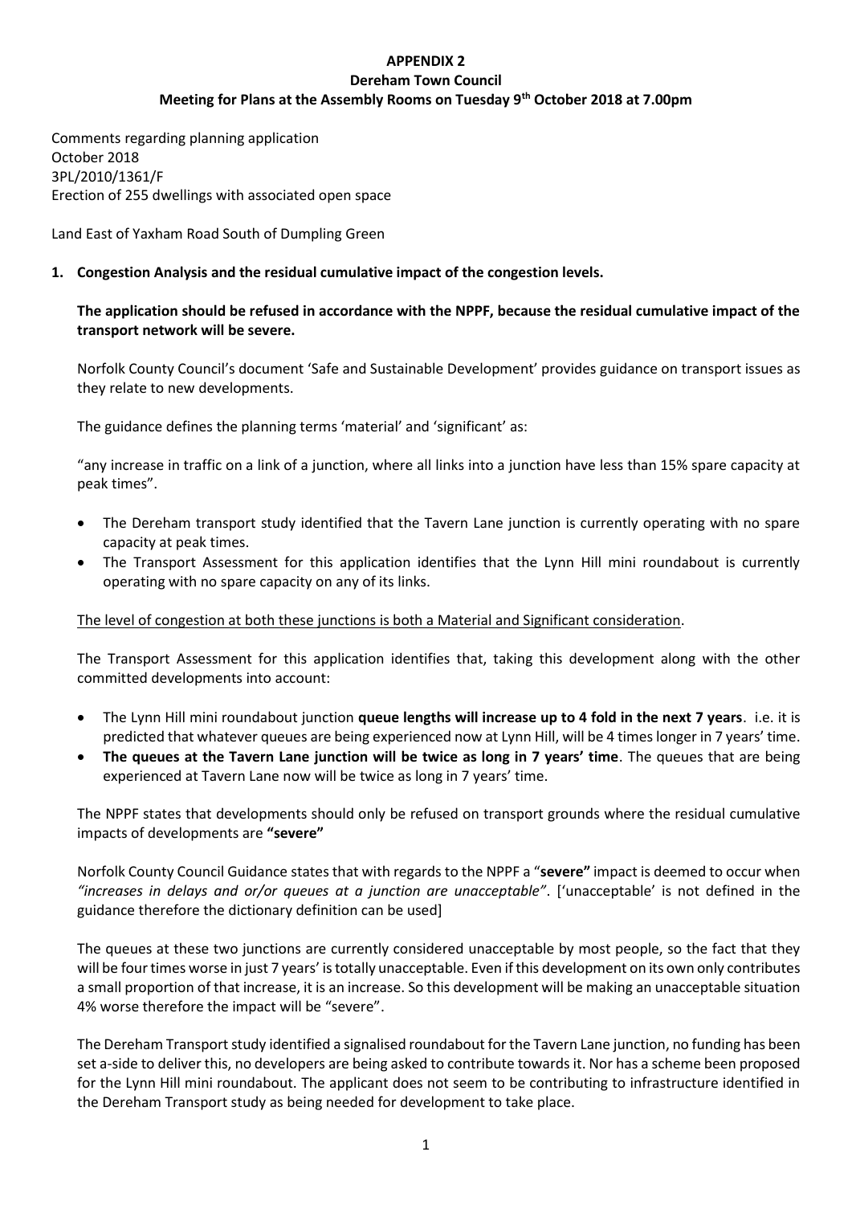**APPENDIX 2**
**Dereham Town Council**
**Meeting for Plans at the Assembly Rooms on Tuesday 9th October 2018 at 7.00pm**

Comments regarding planning application
October 2018
3PL/2010/1361/F
Erection of 255 dwellings with associated open space

Land East of Yaxham Road South of Dumpling Green

## 1. Congestion Analysis and the residual cumulative impact of the congestion levels.

**The application should be refused in accordance with the NPPF, because the residual cumulative impact of the transport network will be severe.**

Norfolk County Council's document 'Safe and Sustainable Development' provides guidance on transport issues as they relate to new developments.

The guidance defines the planning terms 'material' and 'significant' as:

"any increase in traffic on a link of a junction, where all links into a junction have less than 15% spare capacity at peak times".

- The Dereham transport study identified that the Tavern Lane junction is currently operating with no spare capacity at peak times.
- The Transport Assessment for this application identifies that the Lynn Hill mini roundabout is currently operating with no spare capacity on any of its links.

<u>The level of congestion at both these junctions is both a Material and Significant consideration</u>.

The Transport Assessment for this application identifies that, taking this development along with the other committed developments into account:

- The Lynn Hill mini roundabout junction **queue lengths will increase up to 4 fold in the next 7 years**. i.e. it is predicted that whatever queues are being experienced now at Lynn Hill, will be 4 times longer in 7 years' time.
- **The queues at the Tavern Lane junction will be twice as long in 7 years' time**. The queues that are being experienced at Tavern Lane now will be twice as long in 7 years' time.

The NPPF states that developments should only be refused on transport grounds where the residual cumulative impacts of developments are **"severe"**

Norfolk County Council Guidance states that with regards to the NPPF a "**severe"** impact is deemed to occur when *"increases in delays and or/or queues at a junction are unacceptable"*. ['unacceptable' is not defined in the guidance therefore the dictionary definition can be used]

The queues at these two junctions are currently considered unacceptable by most people, so the fact that they will be four times worse in just 7 years' is totally unacceptable. Even if this development on its own only contributes a small proportion of that increase, it is an increase. So this development will be making an unacceptable situation 4% worse therefore the impact will be "severe".

The Dereham Transport study identified a signalised roundabout for the Tavern Lane junction, no funding has been set a-side to deliver this, no developers are being asked to contribute towards it. Nor has a scheme been proposed for the Lynn Hill mini roundabout. The applicant does not seem to be contributing to infrastructure identified in the Dereham Transport study as being needed for development to take place.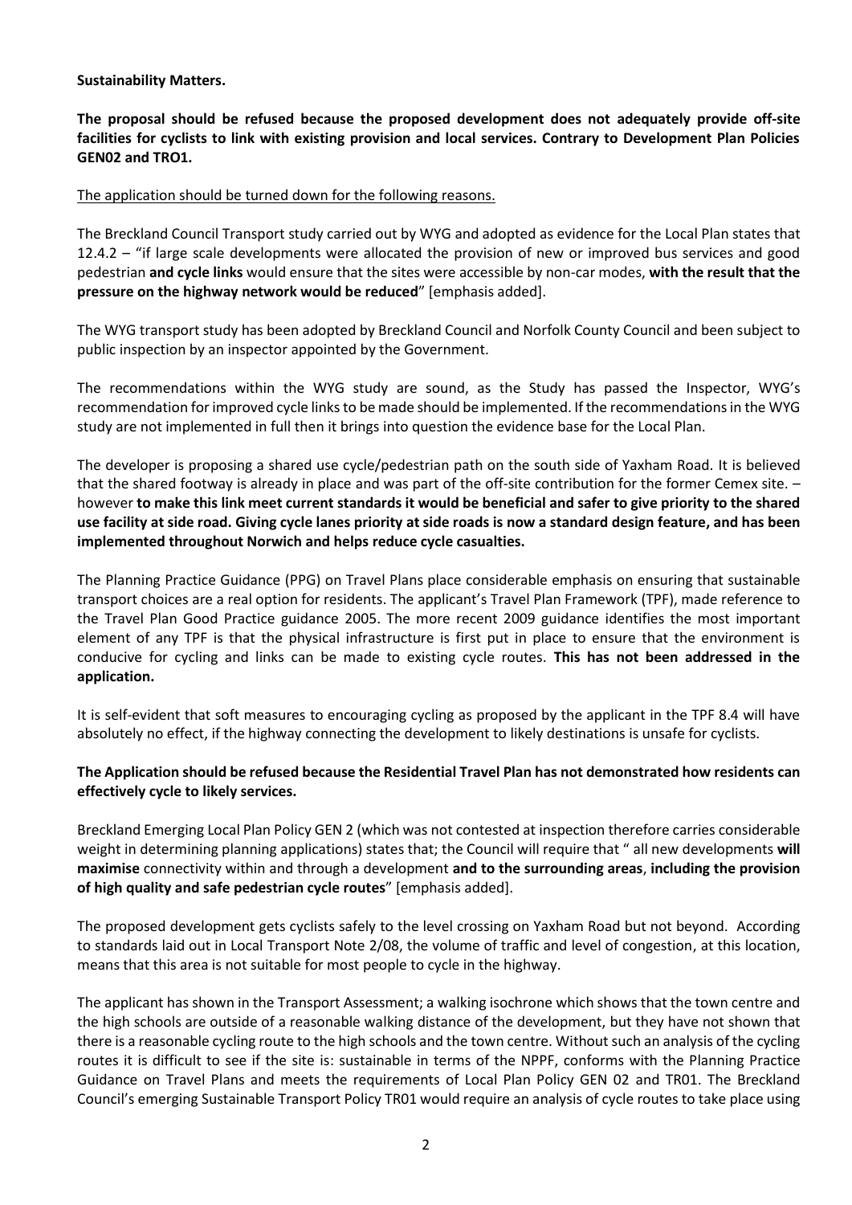**Sustainability Matters.**

**The proposal should be refused because the proposed development does not adequately provide off-site facilities for cyclists to link with existing provision and local services. Contrary to Development Plan Policies GEN02 and TRO1.**

The application should be turned down for the following reasons.

The Breckland Council Transport study carried out by WYG and adopted as evidence for the Local Plan states that 12.4.2 – "if large scale developments were allocated the provision of new or improved bus services and good pedestrian **and cycle links** would ensure that the sites were accessible by non-car modes, **with the result that the pressure on the highway network would be reduced**" [emphasis added].

The WYG transport study has been adopted by Breckland Council and Norfolk County Council and been subject to public inspection by an inspector appointed by the Government.

The recommendations within the WYG study are sound, as the Study has passed the Inspector, WYG's recommendation for improved cycle links to be made should be implemented. If the recommendations in the WYG study are not implemented in full then it brings into question the evidence base for the Local Plan.

The developer is proposing a shared use cycle/pedestrian path on the south side of Yaxham Road. It is believed that the shared footway is already in place and was part of the off-site contribution for the former Cemex site. – however **to make this link meet current standards it would be beneficial and safer to give priority to the shared use facility at side road. Giving cycle lanes priority at side roads is now a standard design feature, and has been implemented throughout Norwich and helps reduce cycle casualties.**

The Planning Practice Guidance (PPG) on Travel Plans place considerable emphasis on ensuring that sustainable transport choices are a real option for residents. The applicant's Travel Plan Framework (TPF), made reference to the Travel Plan Good Practice guidance 2005. The more recent 2009 guidance identifies the most important element of any TPF is that the physical infrastructure is first put in place to ensure that the environment is conducive for cycling and links can be made to existing cycle routes. **This has not been addressed in the application.**

It is self-evident that soft measures to encouraging cycling as proposed by the applicant in the TPF 8.4 will have absolutely no effect, if the highway connecting the development to likely destinations is unsafe for cyclists.

**The Application should be refused because the Residential Travel Plan has not demonstrated how residents can effectively cycle to likely services.**

Breckland Emerging Local Plan Policy GEN 2 (which was not contested at inspection therefore carries considerable weight in determining planning applications) states that; the Council will require that " all new developments **will maximise** connectivity within and through a development **and to the surrounding areas**, **including the provision of high quality and safe pedestrian cycle routes**" [emphasis added].

The proposed development gets cyclists safely to the level crossing on Yaxham Road but not beyond. According to standards laid out in Local Transport Note 2/08, the volume of traffic and level of congestion, at this location, means that this area is not suitable for most people to cycle in the highway.

The applicant has shown in the Transport Assessment; a walking isochrone which shows that the town centre and the high schools are outside of a reasonable walking distance of the development, but they have not shown that there is a reasonable cycling route to the high schools and the town centre. Without such an analysis of the cycling routes it is difficult to see if the site is: sustainable in terms of the NPPF, conforms with the Planning Practice Guidance on Travel Plans and meets the requirements of Local Plan Policy GEN 02 and TR01. The Breckland Council's emerging Sustainable Transport Policy TR01 would require an analysis of cycle routes to take place using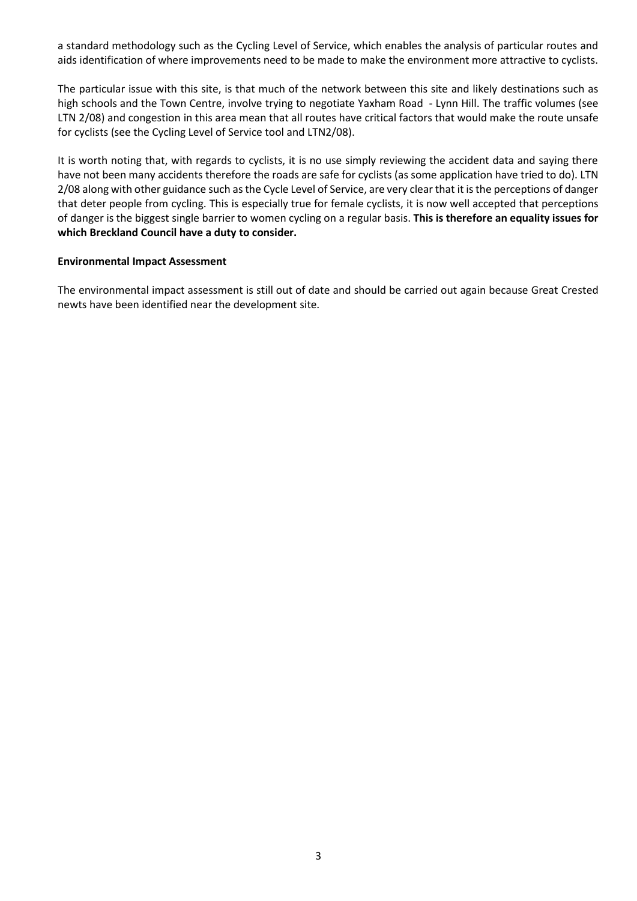a standard methodology such as the Cycling Level of Service, which enables the analysis of particular routes and aids identification of where improvements need to be made to make the environment more attractive to cyclists.

The particular issue with this site, is that much of the network between this site and likely destinations such as high schools and the Town Centre, involve trying to negotiate Yaxham Road - Lynn Hill. The traffic volumes (see LTN 2/08) and congestion in this area mean that all routes have critical factors that would make the route unsafe for cyclists (see the Cycling Level of Service tool and LTN2/08).

It is worth noting that, with regards to cyclists, it is no use simply reviewing the accident data and saying there have not been many accidents therefore the roads are safe for cyclists (as some application have tried to do). LTN 2/08 along with other guidance such as the Cycle Level of Service, are very clear that it is the perceptions of danger that deter people from cycling. This is especially true for female cyclists, it is now well accepted that perceptions of danger is the biggest single barrier to women cycling on a regular basis. **This is therefore an equality issues for which Breckland Council have a duty to consider.**

**Environmental Impact Assessment**

The environmental impact assessment is still out of date and should be carried out again because Great Crested newts have been identified near the development site.